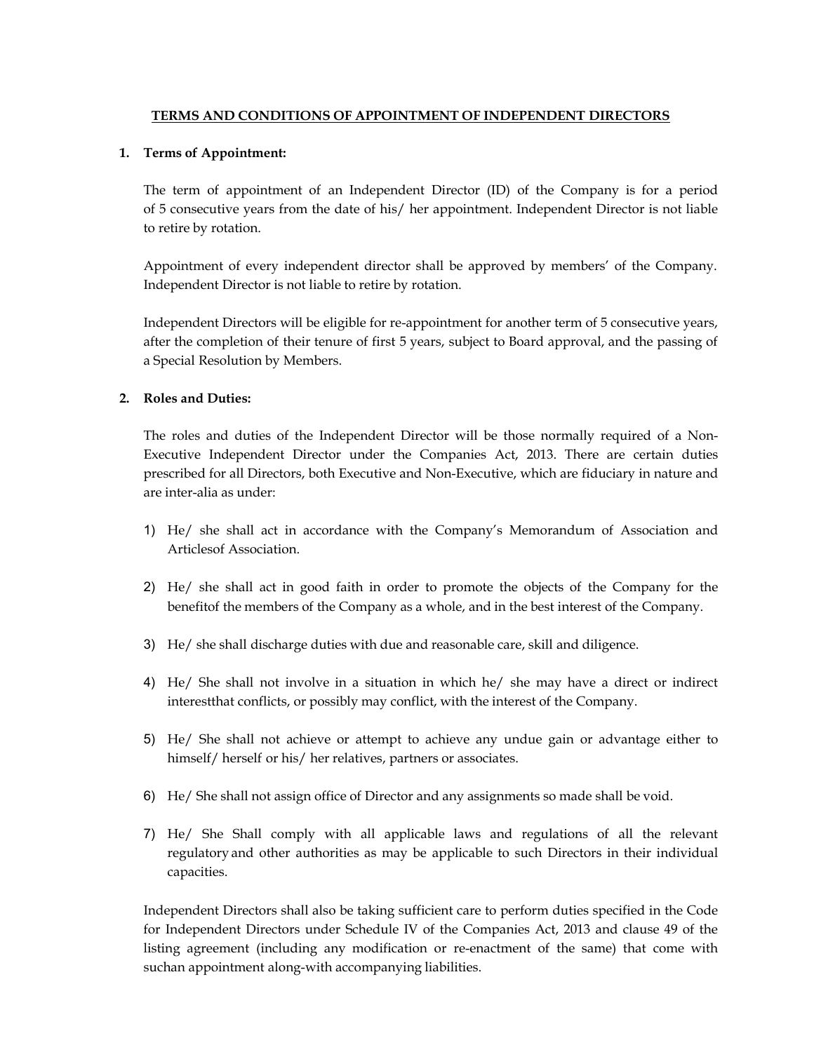# TERMS AND CONDITIONS OF APPOINTMENT OF INDEPENDENT DIRECTORS

## 1. Terms of Appointment:

The term of appointment of an Independent Director (ID) of the Company is for a period of 5 consecutive years from the date of his/ her appointment. Independent Director is not liable to retire by rotation.

Appointment of every independent director shall be approved by members' of the Company. Independent Director is not liable to retire by rotation.

Independent Directors will be eligible for re-appointment for another term of 5 consecutive years, after the completion of their tenure of first 5 years, subject to Board approval, and the passing of a Special Resolution by Members.

## 2. Roles and Duties:

The roles and duties of the Independent Director will be those normally required of a Non-Executive Independent Director under the Companies Act, 2013. There are certain duties prescribed for all Directors, both Executive and Non-Executive, which are fiduciary in nature and are inter-alia as under:

1) He/ she shall act in accordance with the Company's Memorandum of Association and Articlesof Association.

2) He/ she shall act in good faith in order to promote the objects of the Company for the benefitof the members of the Company as a whole, and in the best interest of the Company.

3) He/ she shall discharge duties with due and reasonable care, skill and diligence.

4) He/ She shall not involve in a situation in which he/ she may have a direct or indirect interestthat conflicts, or possibly may conflict, with the interest of the Company.

5) He/ She shall not achieve or attempt to achieve any undue gain or advantage either to himself/ herself or his/ her relatives, partners or associates.

6) He/ She shall not assign office of Director and any assignments so made shall be void.

7) He/ She Shall comply with all applicable laws and regulations of all the relevant regulatory and other authorities as may be applicable to such Directors in their individual capacities.

Independent Directors shall also be taking sufficient care to perform duties specified in the Code for Independent Directors under Schedule IV of the Companies Act, 2013 and clause 49 of the listing agreement (including any modification or re-enactment of the same) that come with suchan appointment along-with accompanying liabilities.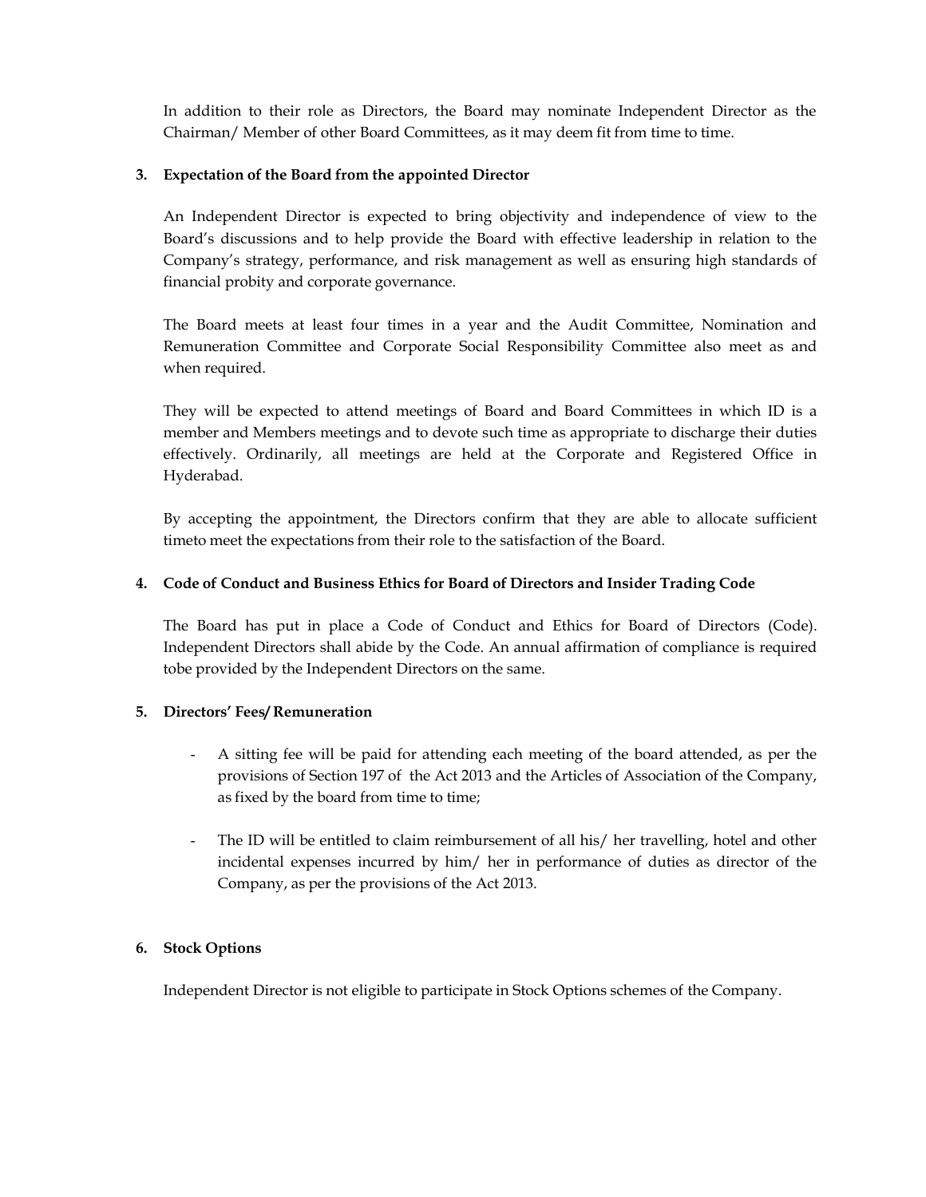In addition to their role as Directors, the Board may nominate Independent Director as the Chairman/ Member of other Board Committees, as it may deem fit from time to time.

**3. Expectation of the Board from the appointed Director**

An Independent Director is expected to bring objectivity and independence of view to the Board's discussions and to help provide the Board with effective leadership in relation to the Company's strategy, performance, and risk management as well as ensuring high standards of financial probity and corporate governance.

The Board meets at least four times in a year and the Audit Committee, Nomination and Remuneration Committee and Corporate Social Responsibility Committee also meet as and when required.

They will be expected to attend meetings of Board and Board Committees in which ID is a member and Members meetings and to devote such time as appropriate to discharge their duties effectively. Ordinarily, all meetings are held at the Corporate and Registered Office in Hyderabad.

By accepting the appointment, the Directors confirm that they are able to allocate sufficient timeto meet the expectations from their role to the satisfaction of the Board.

**4. Code of Conduct and Business Ethics for Board of Directors and Insider Trading Code**

The Board has put in place a Code of Conduct and Ethics for Board of Directors (Code). Independent Directors shall abide by the Code. An annual affirmation of compliance is required tobe provided by the Independent Directors on the same.

**5. Directors' Fees/ Remuneration**

- A sitting fee will be paid for attending each meeting of the board attended, as per the provisions of Section 197 of the Act 2013 and the Articles of Association of the Company, as fixed by the board from time to time;

- The ID will be entitled to claim reimbursement of all his/ her travelling, hotel and other incidental expenses incurred by him/ her in performance of duties as director of the Company, as per the provisions of the Act 2013.

**6. Stock Options**

Independent Director is not eligible to participate in Stock Options schemes of the Company.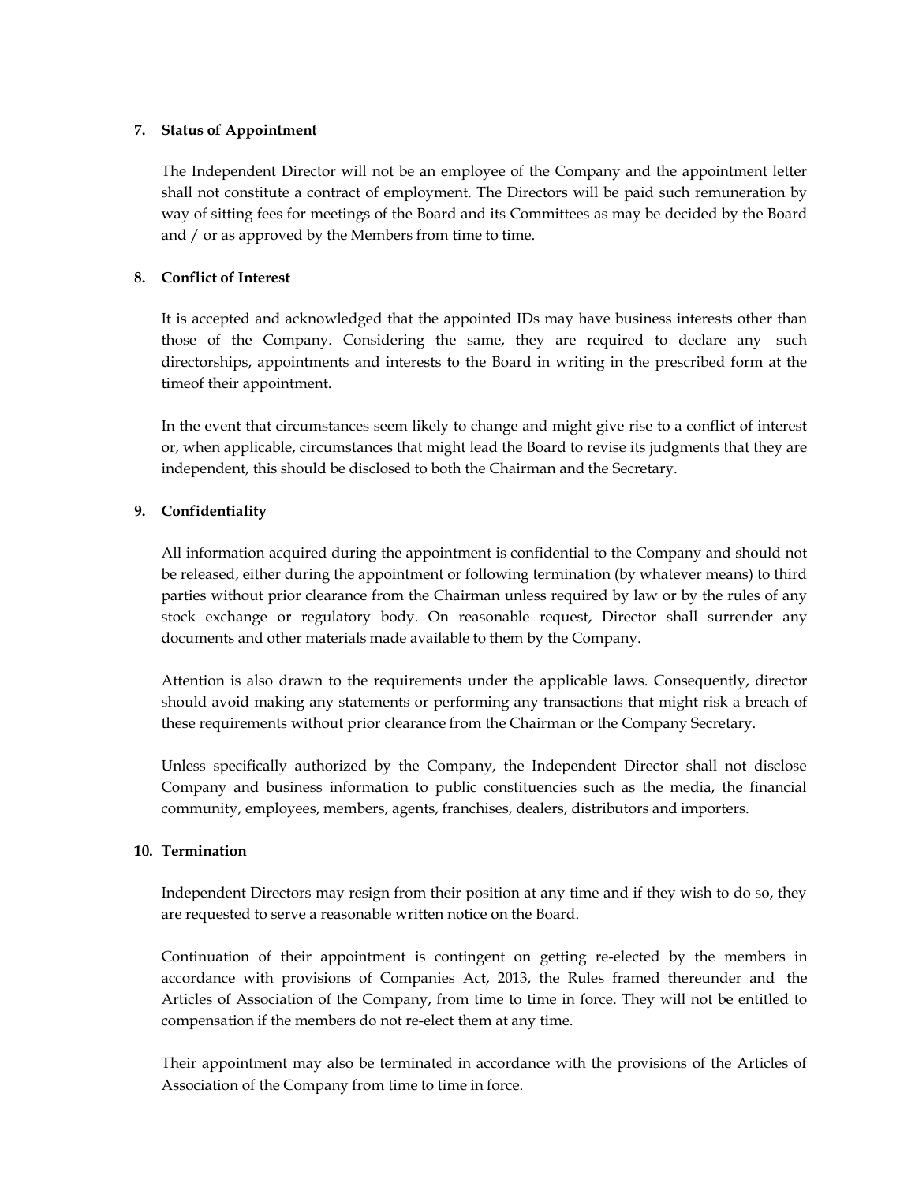## 7. Status of Appointment

The Independent Director will not be an employee of the Company and the appointment letter shall not constitute a contract of employment. The Directors will be paid such remuneration by way of sitting fees for meetings of the Board and its Committees as may be decided by the Board and / or as approved by the Members from time to time.

## 8. Conflict of Interest

It is accepted and acknowledged that the appointed IDs may have business interests other than those of the Company. Considering the same, they are required to declare any such directorships, appointments and interests to the Board in writing in the prescribed form at the timeof their appointment.

In the event that circumstances seem likely to change and might give rise to a conflict of interest or, when applicable, circumstances that might lead the Board to revise its judgments that they are independent, this should be disclosed to both the Chairman and the Secretary.

## 9. Confidentiality

All information acquired during the appointment is confidential to the Company and should not be released, either during the appointment or following termination (by whatever means) to third parties without prior clearance from the Chairman unless required by law or by the rules of any stock exchange or regulatory body. On reasonable request, Director shall surrender any documents and other materials made available to them by the Company.

Attention is also drawn to the requirements under the applicable laws. Consequently, director should avoid making any statements or performing any transactions that might risk a breach of these requirements without prior clearance from the Chairman or the Company Secretary.

Unless specifically authorized by the Company, the Independent Director shall not disclose Company and business information to public constituencies such as the media, the financial community, employees, members, agents, franchises, dealers, distributors and importers.

## 10. Termination

Independent Directors may resign from their position at any time and if they wish to do so, they are requested to serve a reasonable written notice on the Board.

Continuation of their appointment is contingent on getting re-elected by the members in accordance with provisions of Companies Act, 2013, the Rules framed thereunder and the Articles of Association of the Company, from time to time in force. They will not be entitled to compensation if the members do not re-elect them at any time.

Their appointment may also be terminated in accordance with the provisions of the Articles of Association of the Company from time to time in force.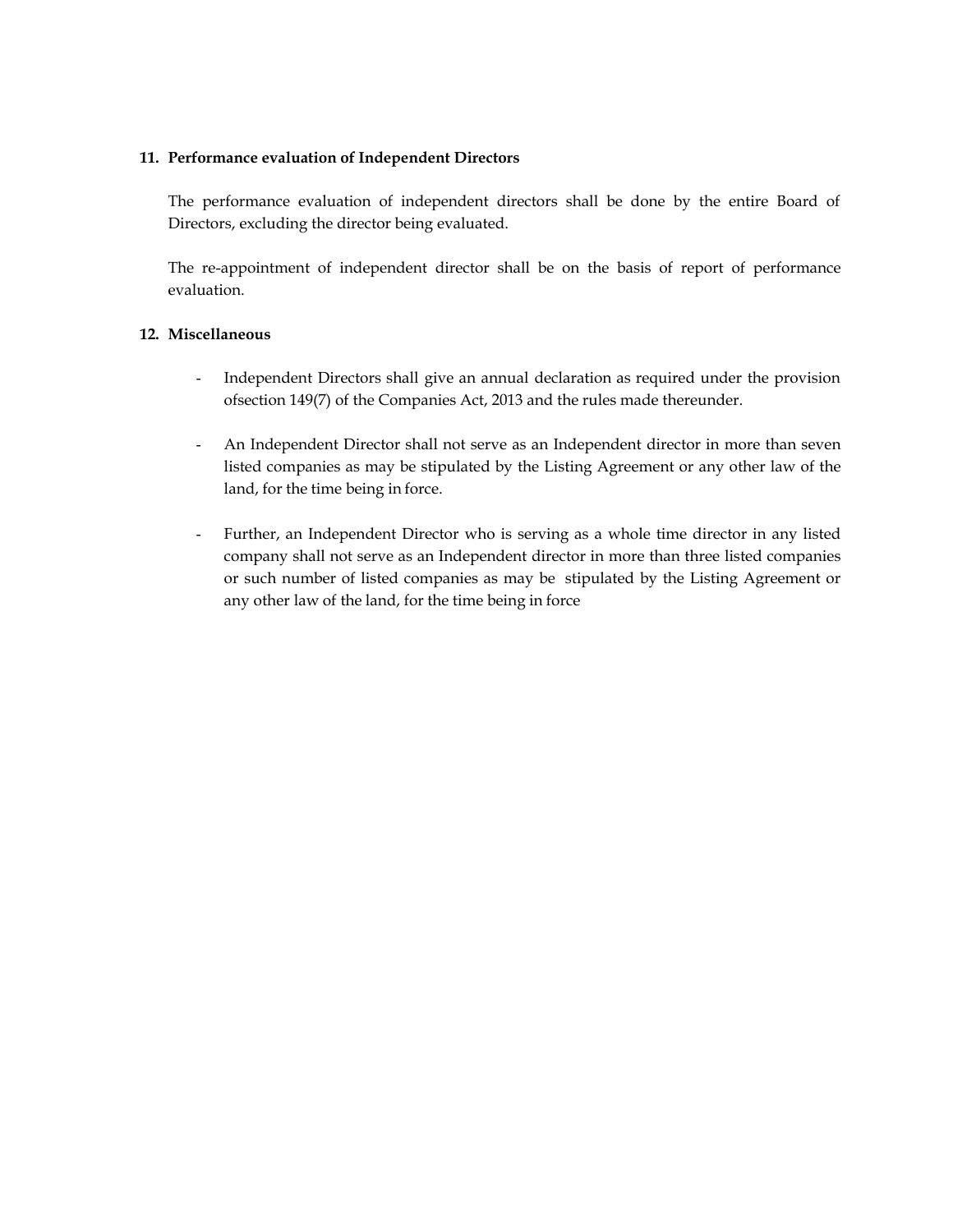## 11. Performance evaluation of Independent Directors

The performance evaluation of independent directors shall be done by the entire Board of Directors, excluding the director being evaluated.

The re-appointment of independent director shall be on the basis of report of performance evaluation.

## 12. Miscellaneous

- Independent Directors shall give an annual declaration as required under the provision ofsection 149(7) of the Companies Act, 2013 and the rules made thereunder.

- An Independent Director shall not serve as an Independent director in more than seven listed companies as may be stipulated by the Listing Agreement or any other law of the land, for the time being in force.

- Further, an Independent Director who is serving as a whole time director in any listed company shall not serve as an Independent director in more than three listed companies or such number of listed companies as may be stipulated by the Listing Agreement or any other law of the land, for the time being in force